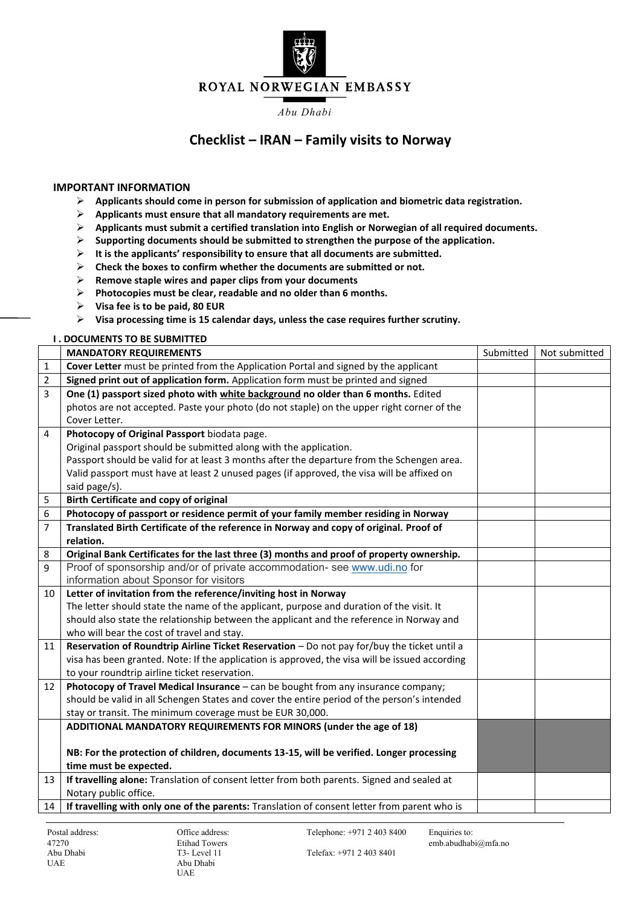ROYAL NORWEGIAN EMBASSY

*Abu Dhabi*

# Checklist – IRAN – Family visits to Norway

## IMPORTANT INFORMATION

- **Applicants should come in person for submission of application and biometric data registration.**
- **Applicants must ensure that all mandatory requirements are met.**
- **Applicants must submit a certified translation into English or Norwegian of all required documents.**
- **Supporting documents should be submitted to strengthen the purpose of the application.**
- **It is the applicants' responsibility to ensure that all documents are submitted.**
- **Check the boxes to confirm whether the documents are submitted or not.**
- **Remove staple wires and paper clips from your documents**
- **Photocopies must be clear, readable and no older than 6 months.**
- **Visa fee is to be paid, 80 EUR**
- **Visa processing time is 15 calendar days, unless the case requires further scrutiny.**

### I . DOCUMENTS TO BE SUBMITTED

| | **MANDATORY REQUIREMENTS** | Submitted | Not submitted |
|---|---|---|---|
| 1 | **Cover Letter** must be printed from the Application Portal and signed by the applicant | | |
| 2 | **Signed print out of application form.** Application form must be printed and signed | | |
| 3 | **One (1) passport sized photo with white background no older than 6 months.** Edited photos are not accepted. Paste your photo (do not staple) on the upper right corner of the Cover Letter. | | |
| 4 | **Photocopy of Original Passport** biodata page.<br>Original passport should be submitted along with the application.<br>Passport should be valid for at least 3 months after the departure from the Schengen area.<br>Valid passport must have at least 2 unused pages (if approved, the visa will be affixed on said page/s). | | |
| 5 | **Birth Certificate and copy of original** | | |
| 6 | **Photocopy of passport or residence permit of your family member residing in Norway** | | |
| 7 | **Translated Birth Certificate of the reference in Norway and copy of original. Proof of relation.** | | |
| 8 | **Original Bank Certificates for the last three (3) months and proof of property ownership.** | | |
| 9 | Proof of sponsorship and/or of private accommodation- see www.udi.no for information about Sponsor for visitors | | |
| 10 | **Letter of invitation from the reference/inviting host in Norway**<br>The letter should state the name of the applicant, purpose and duration of the visit. It should also state the relationship between the applicant and the reference in Norway and who will bear the cost of travel and stay. | | |
| 11 | **Reservation of Roundtrip Airline Ticket Reservation** – Do not pay for/buy the ticket until a visa has been granted. Note: If the application is approved, the visa will be issued according to your roundtrip airline ticket reservation. | | |
| 12 | **Photocopy of Travel Medical Insurance** – can be bought from any insurance company; should be valid in all Schengen States and cover the entire period of the person's intended stay or transit. The minimum coverage must be EUR 30,000. | | |
| | **ADDITIONAL MANDATORY REQUIREMENTS FOR MINORS (under the age of 18)**<br><br>**NB: For the protection of children, documents 13-15, will be verified. Longer processing time must be expected.** | | |
| 13 | **If travelling alone:** Translation of consent letter from both parents. Signed and sealed at Notary public office. | | |
| 14 | **If travelling with only one of the parents:** Translation of consent letter from parent who is | | |

Postal address: 47270 Abu Dhabi UAE | Office address: Etihad Towers T3- Level 11 Abu Dhabi UAE | Telephone: +971 2 403 8400 | Telefax: +971 2 403 8401 | Enquiries to: emb.abudhabi@mfa.no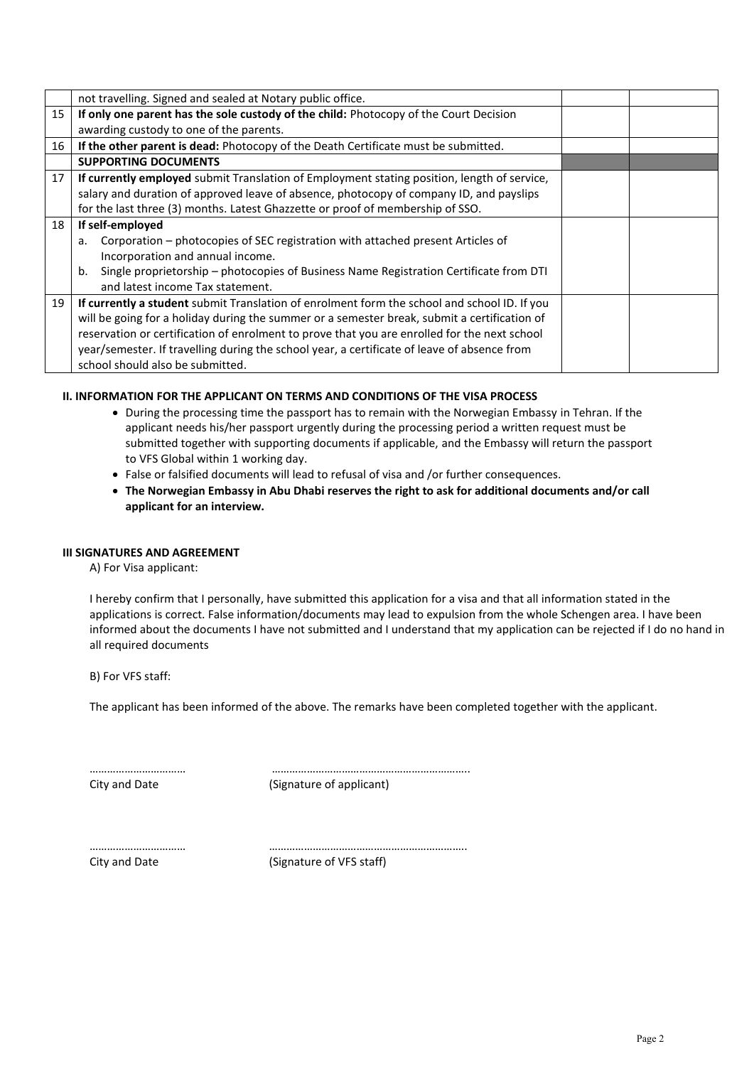| | | | |
|---|---|---|---|
| | not travelling. Signed and sealed at Notary public office. | | |
| 15 | **If only one parent has the sole custody of the child:** Photocopy of the Court Decision awarding custody to one of the parents. | | |
| 16 | **If the other parent is dead:** Photocopy of the Death Certificate must be submitted. | | |
| | **SUPPORTING DOCUMENTS** | | |
| 17 | **If currently employed** submit Translation of Employment stating position, length of service, salary and duration of approved leave of absence, photocopy of company ID, and payslips for the last three (3) months. Latest Ghazzette or proof of membership of SSO. | | |
| 18 | **If self-employed**<br>a. Corporation – photocopies of SEC registration with attached present Articles of Incorporation and annual income.<br>b. Single proprietorship – photocopies of Business Name Registration Certificate from DTI and latest income Tax statement. | | |
| 19 | **If currently a student** submit Translation of enrolment form the school and school ID. If you will be going for a holiday during the summer or a semester break, submit a certification of reservation or certification of enrolment to prove that you are enrolled for the next school year/semester. If travelling during the school year, a certificate of leave of absence from school should also be submitted. | | |

**II. INFORMATION FOR THE APPLICANT ON TERMS AND CONDITIONS OF THE VISA PROCESS**

- During the processing time the passport has to remain with the Norwegian Embassy in Tehran. If the applicant needs his/her passport urgently during the processing period a written request must be submitted together with supporting documents if applicable, and the Embassy will return the passport to VFS Global within 1 working day.
- False or falsified documents will lead to refusal of visa and /or further consequences.
- **The Norwegian Embassy in Abu Dhabi reserves the right to ask for additional documents and/or call applicant for an interview.**

**III SIGNATURES AND AGREEMENT**

A) For Visa applicant:

I hereby confirm that I personally, have submitted this application for a visa and that all information stated in the applications is correct. False information/documents may lead to expulsion from the whole Schengen area. I have been informed about the documents I have not submitted and I understand that my application can be rejected if I do no hand in all required documents

B) For VFS staff:

The applicant has been informed of the above. The remarks have been completed together with the applicant.

…………………………… ……………………………………………………….

City and Date (Signature of applicant)

…………………………… ……………………………………………………….

City and Date (Signature of VFS staff)